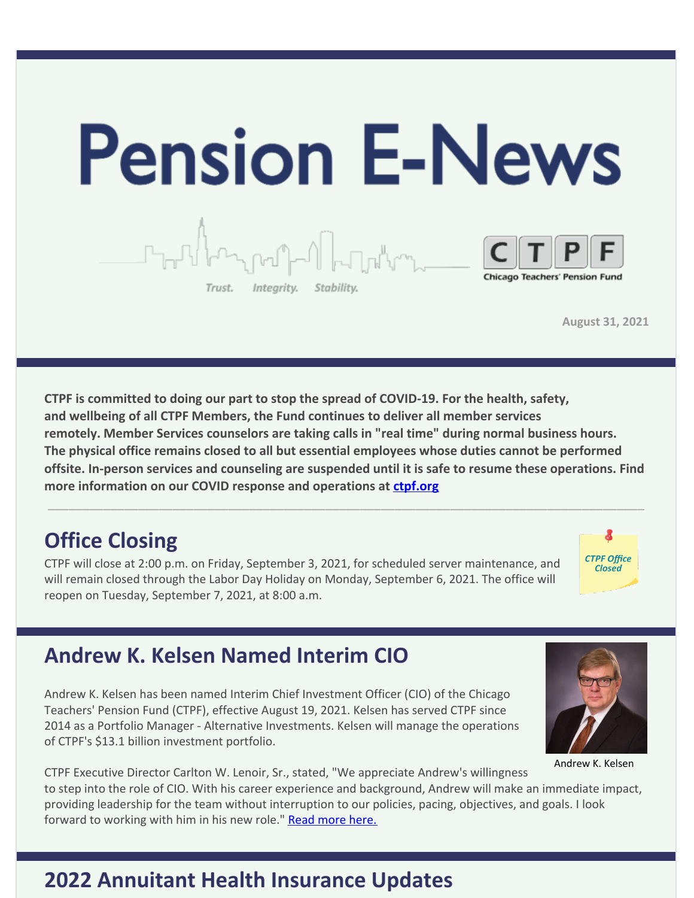# Pension E-News

Trust. Integrity. Stability.

CTPF

Chicago Teachers' Pension Fund

August 31, 2021

**CTPF is committed to doing our part to stop the spread of COVID-19. For the health, safety, and wellbeing of all CTPF Members, the Fund continues to deliver all member services remotely. Member Services counselors are taking calls in "real time" during normal business hours. The physical office remains closed to all but essential employees whose duties cannot be performed offsite. In-person services and counseling are suspended until it is safe to resume these operations. Find more information on our COVID response and operations at [ctpf.org](ctpf.org)**

---

## Office Closing

CTPF will close at 2:00 p.m. on Friday, September 3, 2021, for scheduled server maintenance, and will remain closed through the Labor Day Holiday on Monday, September 6, 2021. The office will reopen on Tuesday, September 7, 2021, at 8:00 a.m.

*CTPF Office Closed*

## Andrew K. Kelsen Named Interim CIO

Andrew K. Kelsen has been named Interim Chief Investment Officer (CIO) of the Chicago Teachers' Pension Fund (CTPF), effective August 19, 2021. Kelsen has served CTPF since 2014 as a Portfolio Manager - Alternative Investments. Kelsen will manage the operations of CTPF's $13.1 billion investment portfolio.

Andrew K. Kelsen

CTPF Executive Director Carlton W. Lenoir, Sr., stated, "We appreciate Andrew's willingness to step into the role of CIO. With his career experience and background, Andrew will make an immediate impact, providing leadership for the team without interruption to our policies, pacing, objectives, and goals. I look forward to working with him in his new role." [Read more here.]()

## 2022 Annuitant Health Insurance Updates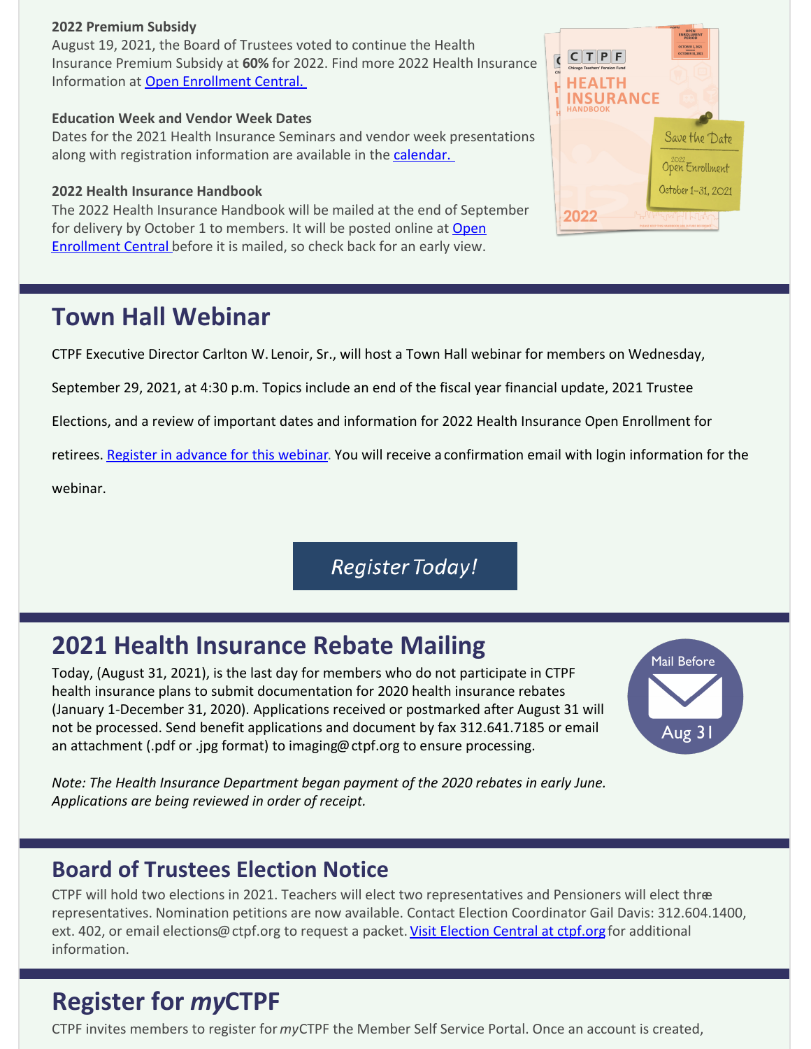**2022 Premium Subsidy**
August 19, 2021, the Board of Trustees voted to continue the Health Insurance Premium Subsidy at **60%** for 2022. Find more 2022 Health Insurance Information at Open Enrollment Central.

**Education Week and Vendor Week Dates**
Dates for the 2021 Health Insurance Seminars and vendor week presentations along with registration information are available in the calendar.

**2022 Health Insurance Handbook**
The 2022 Health Insurance Handbook will be mailed at the end of September for delivery by October 1 to members. It will be posted online at Open Enrollment Central before it is mailed, so check back for an early view.

# Town Hall Webinar

CTPF Executive Director Carlton W. Lenoir, Sr., will host a Town Hall webinar for members on Wednesday, September 29, 2021, at 4:30 p.m. Topics include an end of the fiscal year financial update, 2021 Trustee Elections, and a review of important dates and information for 2022 Health Insurance Open Enrollment for retirees. Register in advance for this webinar. You will receive a confirmation email with login information for the webinar.

*Register Today!*

# 2021 Health Insurance Rebate Mailing

Today, (August 31, 2021), is the last day for members who do not participate in CTPF health insurance plans to submit documentation for 2020 health insurance rebates (January 1-December 31, 2020). Applications received or postmarked after August 31 will not be processed. Send benefit applications and document by fax 312.641.7185 or email an attachment (.pdf or .jpg format) to imaging@ctpf.org to ensure processing.

Mail Before Aug 31

*Note: The Health Insurance Department began payment of the 2020 rebates in early June. Applications are being reviewed in order of receipt.*

## Board of Trustees Election Notice

CTPF will hold two elections in 2021. Teachers will elect two representatives and Pensioners will elect three representatives. Nomination petitions are now available. Contact Election Coordinator Gail Davis: 312.604.1400, ext. 402, or email elections@ctpf.org to request a packet. Visit Election Central at ctpf.org for additional information.

# Register for *my*CTPF

CTPF invites members to register for *my*CTPF the Member Self Service Portal. Once an account is created,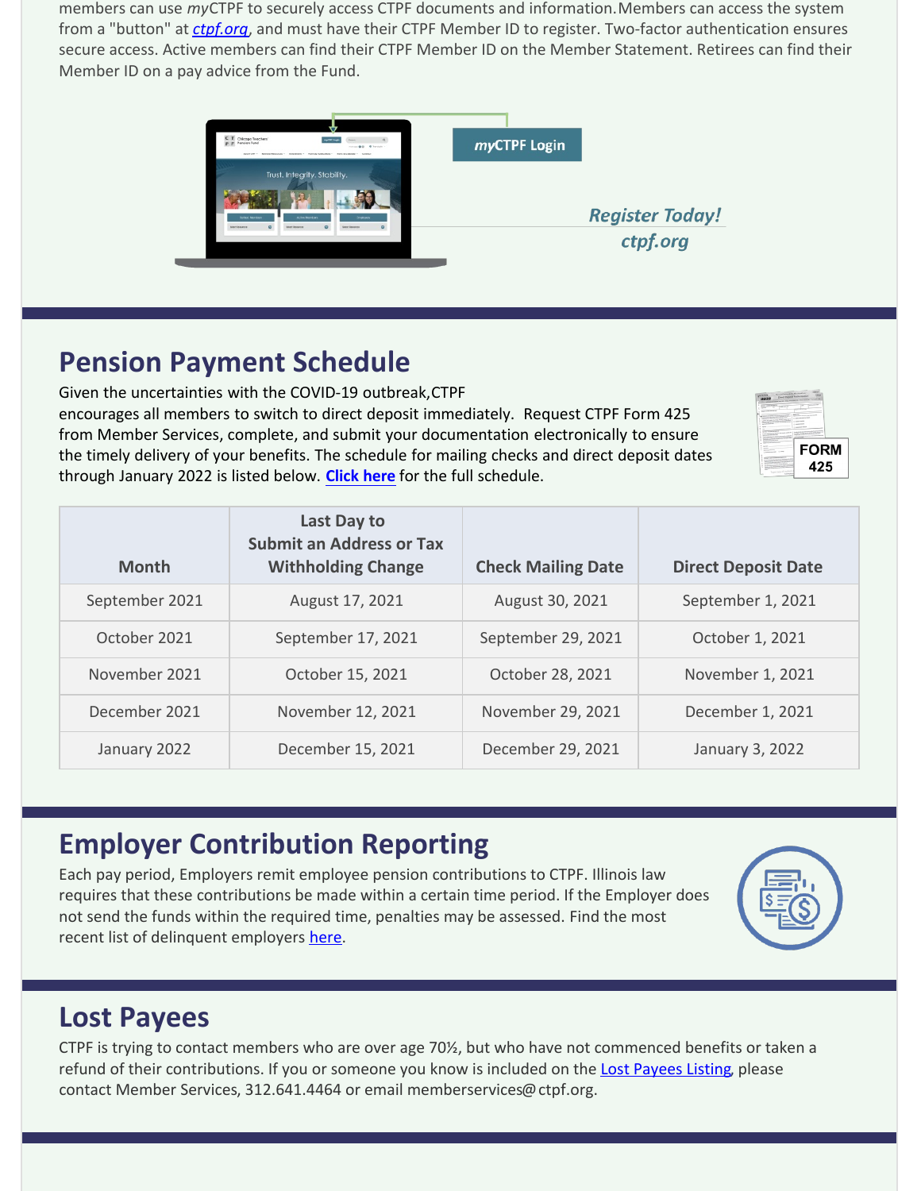members can use *my*CTPF to securely access CTPF documents and information. Members can access the system from a "button" at *ctpf.org*, and must have their CTPF Member ID to register. Two-factor authentication ensures secure access. Active members can find their CTPF Member ID on the Member Statement. Retirees can find their Member ID on a pay advice from the Fund.

***my*CTPF Login**

*Register Today!*
*ctpf.org*

## Pension Payment Schedule

Given the uncertainties with the COVID-19 outbreak, CTPF encourages all members to switch to direct deposit immediately. Request CTPF Form 425 from Member Services, complete, and submit your documentation electronically to ensure the timely delivery of your benefits. The schedule for mailing checks and direct deposit dates through January 2022 is listed below. **Click here** for the full schedule.

| Month | Last Day to Submit an Address or Tax Withholding Change | Check Mailing Date | Direct Deposit Date |
|---|---|---|---|
| September 2021 | August 17, 2021 | August 30, 2021 | September 1, 2021 |
| October 2021 | September 17, 2021 | September 29, 2021 | October 1, 2021 |
| November 2021 | October 15, 2021 | October 28, 2021 | November 1, 2021 |
| December 2021 | November 12, 2021 | November 29, 2021 | December 1, 2021 |
| January 2022 | December 15, 2021 | December 29, 2021 | January 3, 2022 |

## Employer Contribution Reporting

Each pay period, Employers remit employee pension contributions to CTPF. Illinois law requires that these contributions be made within a certain time period. If the Employer does not send the funds within the required time, penalties may be assessed. Find the most recent list of delinquent employers here.

## Lost Payees

CTPF is trying to contact members who are over age 70½, but who have not commenced benefits or taken a refund of their contributions. If you or someone you know is included on the Lost Payees Listing, please contact Member Services, 312.641.4464 or email memberservices@ctpf.org.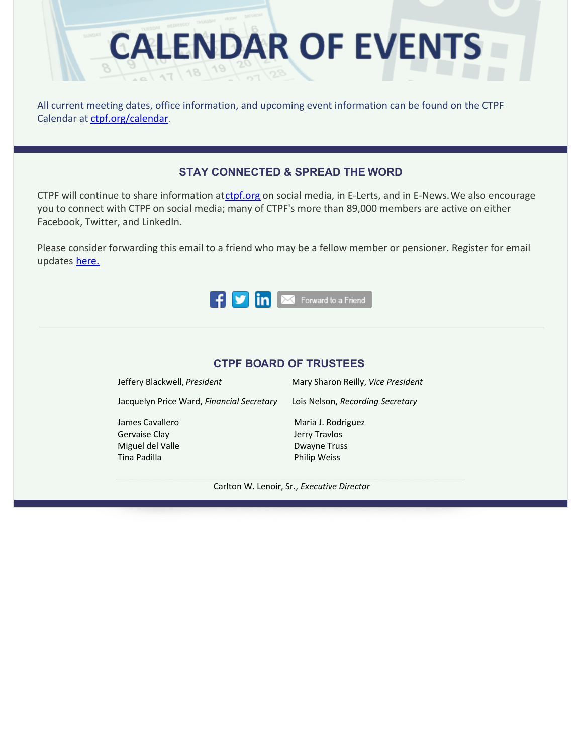# CALENDAR OF EVENTS

All current meeting dates, office information, and upcoming event information can be found on the CTPF Calendar at ctpf.org/calendar.

## STAY CONNECTED & SPREAD THE WORD

CTPF will continue to share information atctpf.org on social media, in E-Lerts, and in E-News. We also encourage you to connect with CTPF on social media; many of CTPF's more than 89,000 members are active on either Facebook, Twitter, and LinkedIn.

Please consider forwarding this email to a friend who may be a fellow member or pensioner. Register for email updates here.

Forward to a Friend

## CTPF BOARD OF TRUSTEES

Jeffery Blackwell, *President*

Mary Sharon Reilly, *Vice President*

Jacquelyn Price Ward, *Financial Secretary*

Lois Nelson, *Recording Secretary*

James Cavallero
Gervaise Clay
Miguel del Valle
Tina Padilla
Maria J. Rodriguez
Jerry Travlos
Dwayne Truss
Philip Weiss

Carlton W. Lenoir, Sr., *Executive Director*